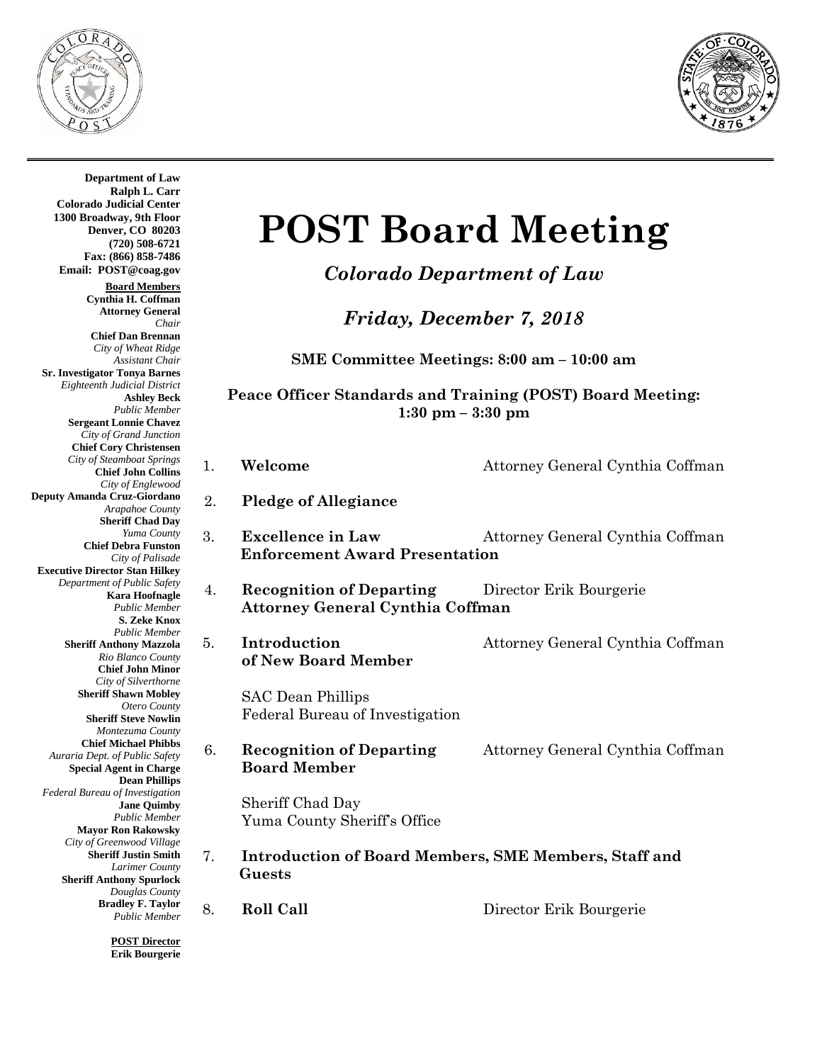**Department of Law**
**Ralph L. Carr**
**Colorado Judicial Center**
**1300 Broadway, 9th Floor**
**Denver, CO 80203**
**(720) 508-6721**
**Fax: (866) 858-7486**
**Email: POST@coag.gov**

**Board Members**

**Cynthia H. Coffman**
**Attorney General**
*Chair*

**Chief Dan Brennan**
*City of Wheat Ridge*
*Assistant Chair*

**Sr. Investigator Tonya Barnes**
*Eighteenth Judicial District*

**Ashley Beck**
*Public Member*

**Sergeant Lonnie Chavez**
*City of Grand Junction*

**Chief Cory Christensen**
*City of Steamboat Springs*

**Chief John Collins**
*City of Englewood*

**Deputy Amanda Cruz-Giordano**
*Arapahoe County*

**Sheriff Chad Day**
*Yuma County*

**Chief Debra Funston**
*City of Palisade*

**Executive Director Stan Hilkey**
*Department of Public Safety*

**Kara Hoofnagle**
*Public Member*

**S. Zeke Knox**
*Public Member*

**Sheriff Anthony Mazzola**
*Rio Blanco County*

**Chief John Minor**
*City of Silverthorne*

**Sheriff Shawn Mobley**
*Otero County*

**Sheriff Steve Nowlin**
*Montezuma County*

**Chief Michael Phibbs**
*Auraria Dept. of Public Safety*

**Special Agent in Charge Dean Phillips**
*Federal Bureau of Investigation*

**Jane Quimby**
*Public Member*

**Mayor Ron Rakowsky**
*City of Greenwood Village*

**Sheriff Justin Smith**
*Larimer County*

**Sheriff Anthony Spurlock**
*Douglas County*

**Bradley F. Taylor**
*Public Member*

**POST Director**
**Erik Bourgerie**

# POST Board Meeting

*Colorado Department of Law*

*Friday, December 7, 2018*

**SME Committee Meetings: 8:00 am – 10:00 am**

**Peace Officer Standards and Training (POST) Board Meeting: 1:30 pm – 3:30 pm**

1. **Welcome** — Attorney General Cynthia Coffman

2. **Pledge of Allegiance**

3. **Excellence in Law Enforcement Award Presentation** — Attorney General Cynthia Coffman

4. **Recognition of Departing Attorney General Cynthia Coffman** — Director Erik Bourgerie

5. **Introduction of New Board Member** — Attorney General Cynthia Coffman

   SAC Dean Phillips
   Federal Bureau of Investigation

6. **Recognition of Departing Board Member** — Attorney General Cynthia Coffman

   Sheriff Chad Day
   Yuma County Sheriff's Office

7. **Introduction of Board Members, SME Members, Staff and Guests**

8. **Roll Call** — Director Erik Bourgerie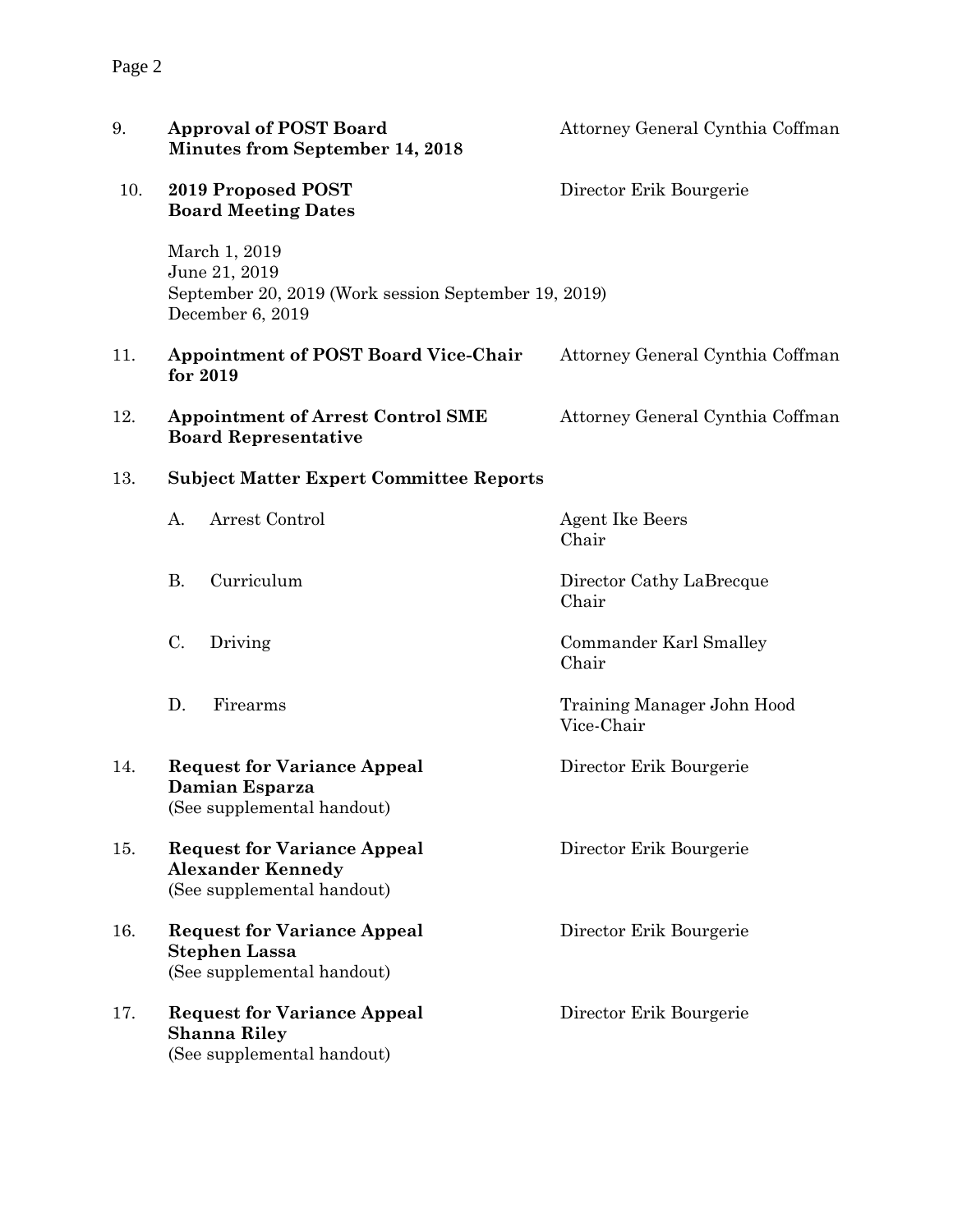9. **Approval of POST Board Minutes from September 14, 2018** — Attorney General Cynthia Coffman

10. **2019 Proposed POST Board Meeting Dates** — Director Erik Bourgerie

    March 1, 2019
    June 21, 2019
    September 20, 2019 (Work session September 19, 2019)
    December 6, 2019

11. **Appointment of POST Board Vice-Chair for 2019** — Attorney General Cynthia Coffman

12. **Appointment of Arrest Control SME Board Representative** — Attorney General Cynthia Coffman

13. **Subject Matter Expert Committee Reports**

    A. Arrest Control — Agent Ike Beers, Chair

    B. Curriculum — Director Cathy LaBrecque, Chair

    C. Driving — Commander Karl Smalley, Chair

    D. Firearms — Training Manager John Hood, Vice-Chair

14. **Request for Variance Appeal Damian Esparza** (See supplemental handout) — Director Erik Bourgerie

15. **Request for Variance Appeal Alexander Kennedy** (See supplemental handout) — Director Erik Bourgerie

16. **Request for Variance Appeal Stephen Lassa** (See supplemental handout) — Director Erik Bourgerie

17. **Request for Variance Appeal Shanna Riley** (See supplemental handout) — Director Erik Bourgerie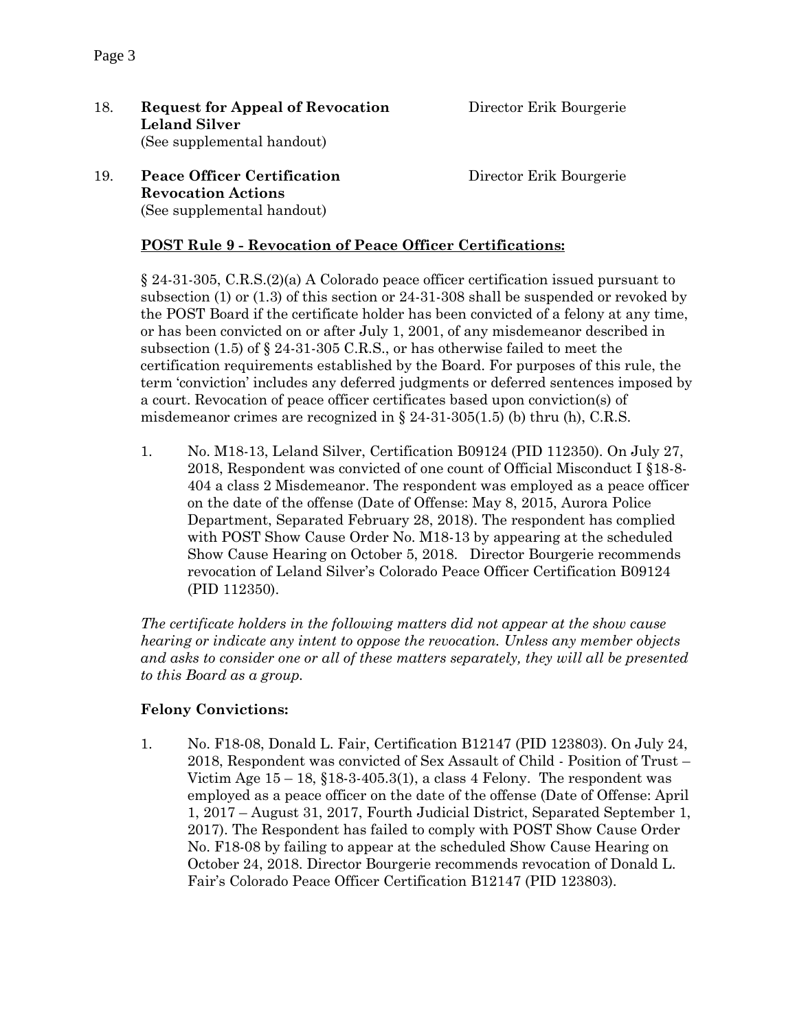18. **Request for Appeal of Revocation Leland Silver** (See supplemental handout) — Director Erik Bourgerie

19. **Peace Officer Certification Revocation Actions** (See supplemental handout) — Director Erik Bourgerie

**<u>POST Rule 9 - Revocation of Peace Officer Certifications:</u>**

§ 24-31-305, C.R.S.(2)(a) A Colorado peace officer certification issued pursuant to subsection (1) or (1.3) of this section or 24-31-308 shall be suspended or revoked by the POST Board if the certificate holder has been convicted of a felony at any time, or has been convicted on or after July 1, 2001, of any misdemeanor described in subsection (1.5) of § 24-31-305 C.R.S., or has otherwise failed to meet the certification requirements established by the Board. For purposes of this rule, the term 'conviction' includes any deferred judgments or deferred sentences imposed by a court. Revocation of peace officer certificates based upon conviction(s) of misdemeanor crimes are recognized in § 24-31-305(1.5) (b) thru (h), C.R.S.

1. No. M18-13, Leland Silver, Certification B09124 (PID 112350). On July 27, 2018, Respondent was convicted of one count of Official Misconduct I §18-8-404 a class 2 Misdemeanor. The respondent was employed as a peace officer on the date of the offense (Date of Offense: May 8, 2015, Aurora Police Department, Separated February 28, 2018). The respondent has complied with POST Show Cause Order No. M18-13 by appearing at the scheduled Show Cause Hearing on October 5, 2018. Director Bourgerie recommends revocation of Leland Silver's Colorado Peace Officer Certification B09124 (PID 112350).

*The certificate holders in the following matters did not appear at the show cause hearing or indicate any intent to oppose the revocation. Unless any member objects and asks to consider one or all of these matters separately, they will all be presented to this Board as a group.*

**Felony Convictions:**

1. No. F18-08, Donald L. Fair, Certification B12147 (PID 123803). On July 24, 2018, Respondent was convicted of Sex Assault of Child - Position of Trust – Victim Age 15 – 18, §18-3-405.3(1), a class 4 Felony. The respondent was employed as a peace officer on the date of the offense (Date of Offense: April 1, 2017 – August 31, 2017, Fourth Judicial District, Separated September 1, 2017). The Respondent has failed to comply with POST Show Cause Order No. F18-08 by failing to appear at the scheduled Show Cause Hearing on October 24, 2018. Director Bourgerie recommends revocation of Donald L. Fair's Colorado Peace Officer Certification B12147 (PID 123803).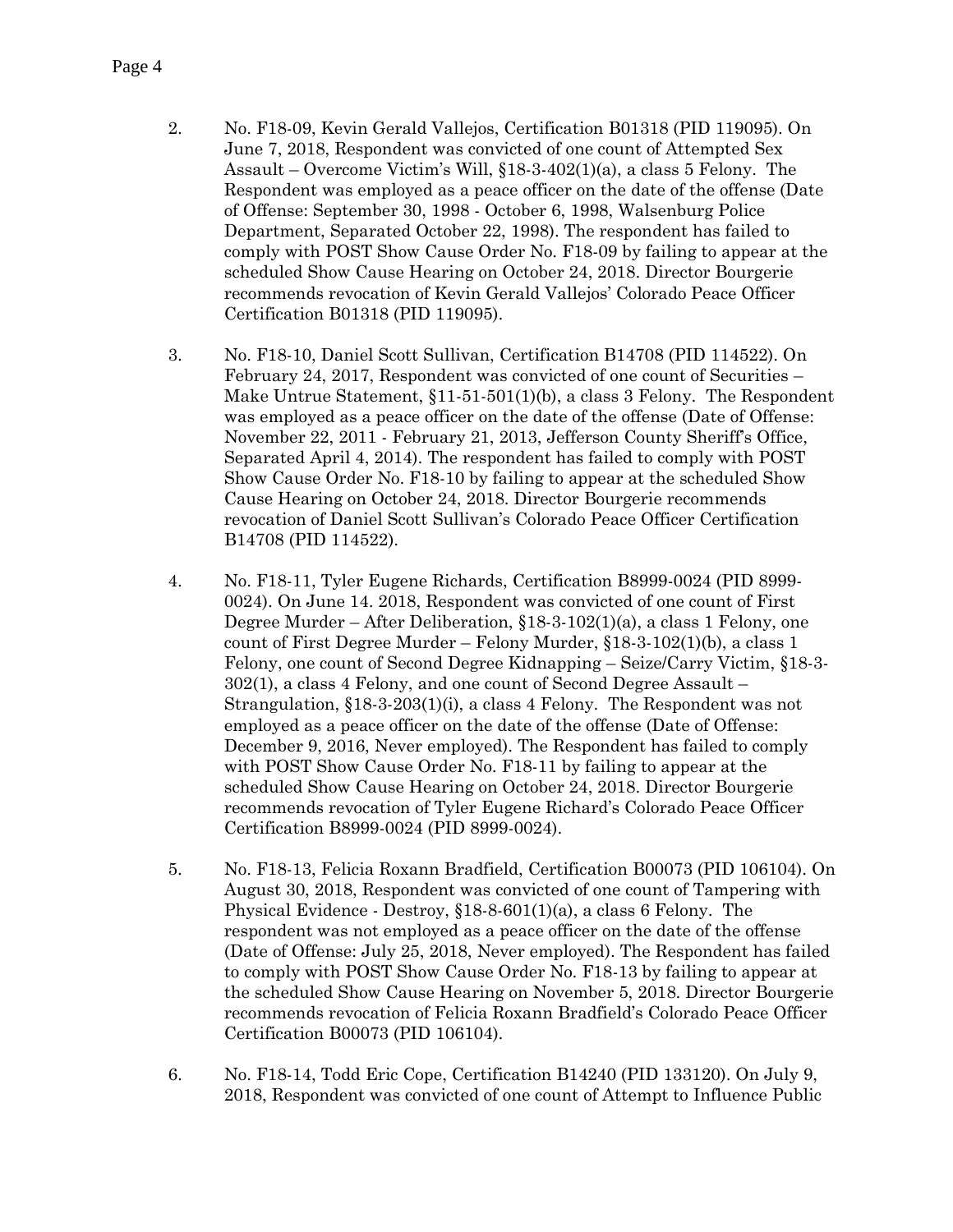2. No. F18-09, Kevin Gerald Vallejos, Certification B01318 (PID 119095). On June 7, 2018, Respondent was convicted of one count of Attempted Sex Assault – Overcome Victim's Will, §18-3-402(1)(a), a class 5 Felony. The Respondent was employed as a peace officer on the date of the offense (Date of Offense: September 30, 1998 - October 6, 1998, Walsenburg Police Department, Separated October 22, 1998). The respondent has failed to comply with POST Show Cause Order No. F18-09 by failing to appear at the scheduled Show Cause Hearing on October 24, 2018. Director Bourgerie recommends revocation of Kevin Gerald Vallejos' Colorado Peace Officer Certification B01318 (PID 119095).

3. No. F18-10, Daniel Scott Sullivan, Certification B14708 (PID 114522). On February 24, 2017, Respondent was convicted of one count of Securities – Make Untrue Statement, §11-51-501(1)(b), a class 3 Felony. The Respondent was employed as a peace officer on the date of the offense (Date of Offense: November 22, 2011 - February 21, 2013, Jefferson County Sheriff's Office, Separated April 4, 2014). The respondent has failed to comply with POST Show Cause Order No. F18-10 by failing to appear at the scheduled Show Cause Hearing on October 24, 2018. Director Bourgerie recommends revocation of Daniel Scott Sullivan's Colorado Peace Officer Certification B14708 (PID 114522).

4. No. F18-11, Tyler Eugene Richards, Certification B8999-0024 (PID 8999-0024). On June 14. 2018, Respondent was convicted of one count of First Degree Murder – After Deliberation, §18-3-102(1)(a), a class 1 Felony, one count of First Degree Murder – Felony Murder, §18-3-102(1)(b), a class 1 Felony, one count of Second Degree Kidnapping – Seize/Carry Victim, §18-3-302(1), a class 4 Felony, and one count of Second Degree Assault – Strangulation, §18-3-203(1)(i), a class 4 Felony. The Respondent was not employed as a peace officer on the date of the offense (Date of Offense: December 9, 2016, Never employed). The Respondent has failed to comply with POST Show Cause Order No. F18-11 by failing to appear at the scheduled Show Cause Hearing on October 24, 2018. Director Bourgerie recommends revocation of Tyler Eugene Richard's Colorado Peace Officer Certification B8999-0024 (PID 8999-0024).

5. No. F18-13, Felicia Roxann Bradfield, Certification B00073 (PID 106104). On August 30, 2018, Respondent was convicted of one count of Tampering with Physical Evidence - Destroy, §18-8-601(1)(a), a class 6 Felony. The respondent was not employed as a peace officer on the date of the offense (Date of Offense: July 25, 2018, Never employed). The Respondent has failed to comply with POST Show Cause Order No. F18-13 by failing to appear at the scheduled Show Cause Hearing on November 5, 2018. Director Bourgerie recommends revocation of Felicia Roxann Bradfield's Colorado Peace Officer Certification B00073 (PID 106104).

6. No. F18-14, Todd Eric Cope, Certification B14240 (PID 133120). On July 9, 2018, Respondent was convicted of one count of Attempt to Influence Public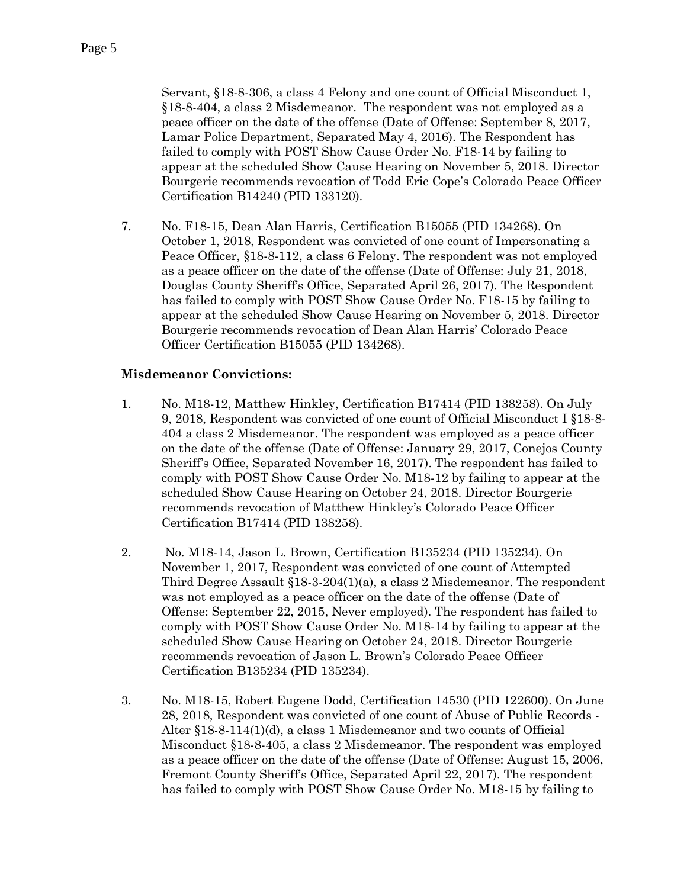Servant, §18-8-306, a class 4 Felony and one count of Official Misconduct 1, §18-8-404, a class 2 Misdemeanor. The respondent was not employed as a peace officer on the date of the offense (Date of Offense: September 8, 2017, Lamar Police Department, Separated May 4, 2016). The Respondent has failed to comply with POST Show Cause Order No. F18-14 by failing to appear at the scheduled Show Cause Hearing on November 5, 2018. Director Bourgerie recommends revocation of Todd Eric Cope's Colorado Peace Officer Certification B14240 (PID 133120).

7. No. F18-15, Dean Alan Harris, Certification B15055 (PID 134268). On October 1, 2018, Respondent was convicted of one count of Impersonating a Peace Officer, §18-8-112, a class 6 Felony. The respondent was not employed as a peace officer on the date of the offense (Date of Offense: July 21, 2018, Douglas County Sheriff's Office, Separated April 26, 2017). The Respondent has failed to comply with POST Show Cause Order No. F18-15 by failing to appear at the scheduled Show Cause Hearing on November 5, 2018. Director Bourgerie recommends revocation of Dean Alan Harris' Colorado Peace Officer Certification B15055 (PID 134268).

**Misdemeanor Convictions:**

1. No. M18-12, Matthew Hinkley, Certification B17414 (PID 138258). On July 9, 2018, Respondent was convicted of one count of Official Misconduct I §18-8-404 a class 2 Misdemeanor. The respondent was employed as a peace officer on the date of the offense (Date of Offense: January 29, 2017, Conejos County Sheriff's Office, Separated November 16, 2017). The respondent has failed to comply with POST Show Cause Order No. M18-12 by failing to appear at the scheduled Show Cause Hearing on October 24, 2018. Director Bourgerie recommends revocation of Matthew Hinkley's Colorado Peace Officer Certification B17414 (PID 138258).

2. No. M18-14, Jason L. Brown, Certification B135234 (PID 135234). On November 1, 2017, Respondent was convicted of one count of Attempted Third Degree Assault §18-3-204(1)(a), a class 2 Misdemeanor. The respondent was not employed as a peace officer on the date of the offense (Date of Offense: September 22, 2015, Never employed). The respondent has failed to comply with POST Show Cause Order No. M18-14 by failing to appear at the scheduled Show Cause Hearing on October 24, 2018. Director Bourgerie recommends revocation of Jason L. Brown's Colorado Peace Officer Certification B135234 (PID 135234).

3. No. M18-15, Robert Eugene Dodd, Certification 14530 (PID 122600). On June 28, 2018, Respondent was convicted of one count of Abuse of Public Records - Alter §18-8-114(1)(d), a class 1 Misdemeanor and two counts of Official Misconduct §18-8-405, a class 2 Misdemeanor. The respondent was employed as a peace officer on the date of the offense (Date of Offense: August 15, 2006, Fremont County Sheriff's Office, Separated April 22, 2017). The respondent has failed to comply with POST Show Cause Order No. M18-15 by failing to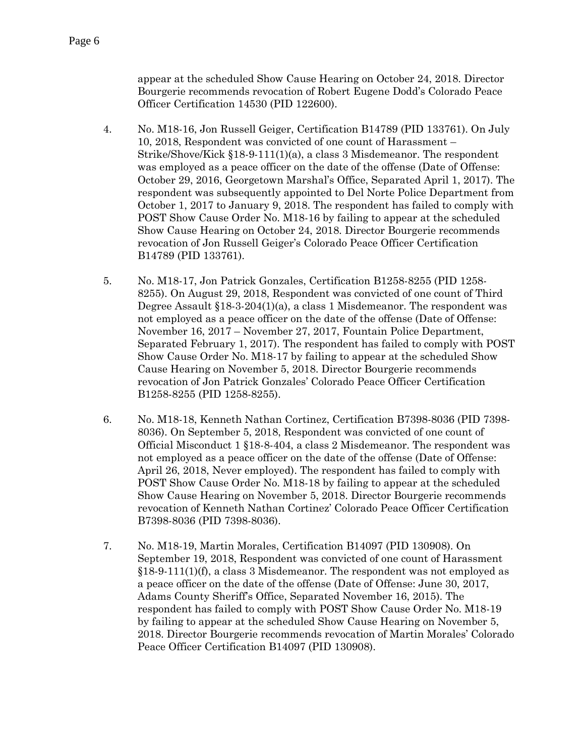appear at the scheduled Show Cause Hearing on October 24, 2018. Director Bourgerie recommends revocation of Robert Eugene Dodd's Colorado Peace Officer Certification 14530 (PID 122600).

4. No. M18-16, Jon Russell Geiger, Certification B14789 (PID 133761). On July 10, 2018, Respondent was convicted of one count of Harassment – Strike/Shove/Kick §18-9-111(1)(a), a class 3 Misdemeanor. The respondent was employed as a peace officer on the date of the offense (Date of Offense: October 29, 2016, Georgetown Marshal's Office, Separated April 1, 2017). The respondent was subsequently appointed to Del Norte Police Department from October 1, 2017 to January 9, 2018. The respondent has failed to comply with POST Show Cause Order No. M18-16 by failing to appear at the scheduled Show Cause Hearing on October 24, 2018. Director Bourgerie recommends revocation of Jon Russell Geiger's Colorado Peace Officer Certification B14789 (PID 133761).

5. No. M18-17, Jon Patrick Gonzales, Certification B1258-8255 (PID 1258-8255). On August 29, 2018, Respondent was convicted of one count of Third Degree Assault §18-3-204(1)(a), a class 1 Misdemeanor. The respondent was not employed as a peace officer on the date of the offense (Date of Offense: November 16, 2017 – November 27, 2017, Fountain Police Department, Separated February 1, 2017). The respondent has failed to comply with POST Show Cause Order No. M18-17 by failing to appear at the scheduled Show Cause Hearing on November 5, 2018. Director Bourgerie recommends revocation of Jon Patrick Gonzales' Colorado Peace Officer Certification B1258-8255 (PID 1258-8255).

6. No. M18-18, Kenneth Nathan Cortinez, Certification B7398-8036 (PID 7398-8036). On September 5, 2018, Respondent was convicted of one count of Official Misconduct 1 §18-8-404, a class 2 Misdemeanor. The respondent was not employed as a peace officer on the date of the offense (Date of Offense: April 26, 2018, Never employed). The respondent has failed to comply with POST Show Cause Order No. M18-18 by failing to appear at the scheduled Show Cause Hearing on November 5, 2018. Director Bourgerie recommends revocation of Kenneth Nathan Cortinez' Colorado Peace Officer Certification B7398-8036 (PID 7398-8036).

7. No. M18-19, Martin Morales, Certification B14097 (PID 130908). On September 19, 2018, Respondent was convicted of one count of Harassment §18-9-111(1)(f), a class 3 Misdemeanor. The respondent was not employed as a peace officer on the date of the offense (Date of Offense: June 30, 2017, Adams County Sheriff's Office, Separated November 16, 2015). The respondent has failed to comply with POST Show Cause Order No. M18-19 by failing to appear at the scheduled Show Cause Hearing on November 5, 2018. Director Bourgerie recommends revocation of Martin Morales' Colorado Peace Officer Certification B14097 (PID 130908).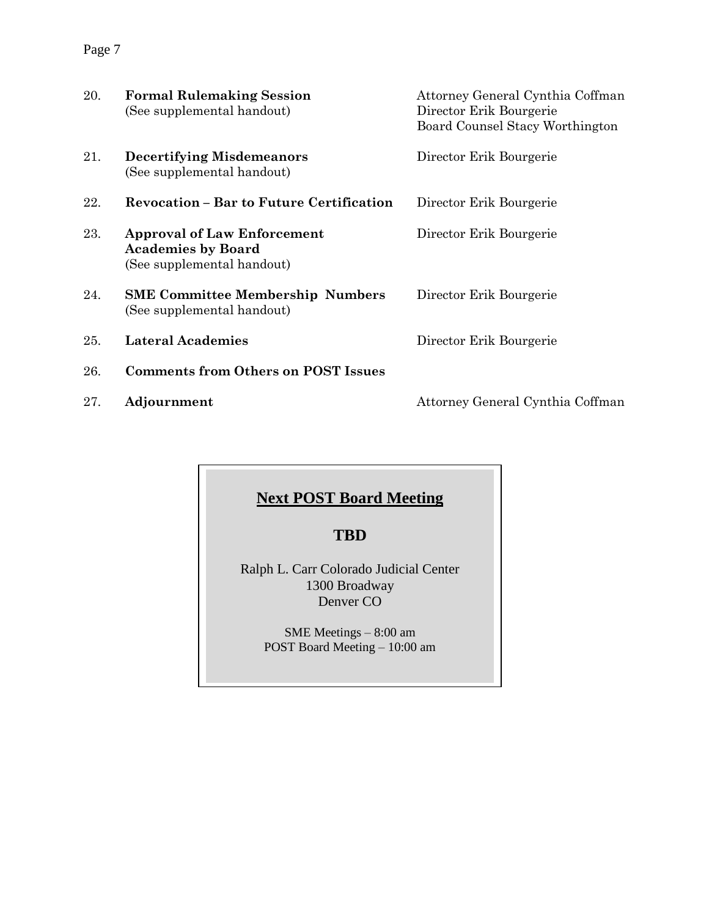| | | |
|---|---|---|
| 20. | **Formal Rulemaking Session**<br>(See supplemental handout) | Attorney General Cynthia Coffman<br>Director Erik Bourgerie<br>Board Counsel Stacy Worthington |
| 21. | **Decertifying Misdemeanors**<br>(See supplemental handout) | Director Erik Bourgerie |
| 22. | **Revocation – Bar to Future Certification** | Director Erik Bourgerie |
| 23. | **Approval of Law Enforcement Academies by Board**<br>(See supplemental handout) | Director Erik Bourgerie |
| 24. | **SME Committee Membership Numbers**<br>(See supplemental handout) | Director Erik Bourgerie |
| 25. | **Lateral Academies** | Director Erik Bourgerie |
| 26. | **Comments from Others on POST Issues** | |
| 27. | **Adjournment** | Attorney General Cynthia Coffman |

## Next POST Board Meeting

**TBD**

Ralph L. Carr Colorado Judicial Center
1300 Broadway
Denver CO

SME Meetings – 8:00 am
POST Board Meeting – 10:00 am